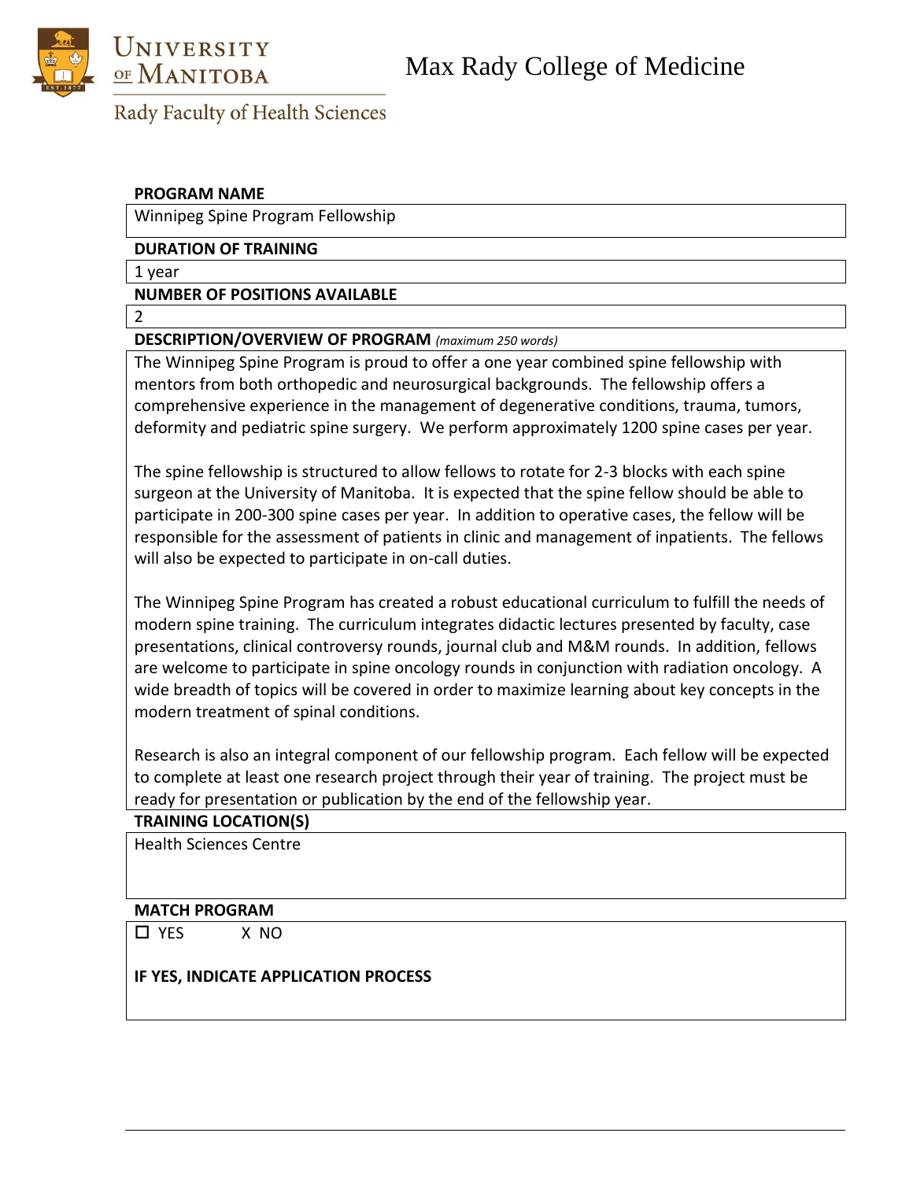University of Manitoba
Rady Faculty of Health Sciences

# Max Rady College of Medicine

**PROGRAM NAME**

Winnipeg Spine Program Fellowship

**DURATION OF TRAINING**

1 year

**NUMBER OF POSITIONS AVAILABLE**

2

**DESCRIPTION/OVERVIEW OF PROGRAM** *(maximum 250 words)*

The Winnipeg Spine Program is proud to offer a one year combined spine fellowship with mentors from both orthopedic and neurosurgical backgrounds. The fellowship offers a comprehensive experience in the management of degenerative conditions, trauma, tumors, deformity and pediatric spine surgery. We perform approximately 1200 spine cases per year.

The spine fellowship is structured to allow fellows to rotate for 2-3 blocks with each spine surgeon at the University of Manitoba. It is expected that the spine fellow should be able to participate in 200-300 spine cases per year. In addition to operative cases, the fellow will be responsible for the assessment of patients in clinic and management of inpatients. The fellows will also be expected to participate in on-call duties.

The Winnipeg Spine Program has created a robust educational curriculum to fulfill the needs of modern spine training. The curriculum integrates didactic lectures presented by faculty, case presentations, clinical controversy rounds, journal club and M&M rounds. In addition, fellows are welcome to participate in spine oncology rounds in conjunction with radiation oncology. A wide breadth of topics will be covered in order to maximize learning about key concepts in the modern treatment of spinal conditions.

Research is also an integral component of our fellowship program. Each fellow will be expected to complete at least one research project through their year of training. The project must be ready for presentation or publication by the end of the fellowship year.

**TRAINING LOCATION(S)**

Health Sciences Centre

**MATCH PROGRAM**

☐ YES X NO

**IF YES, INDICATE APPLICATION PROCESS**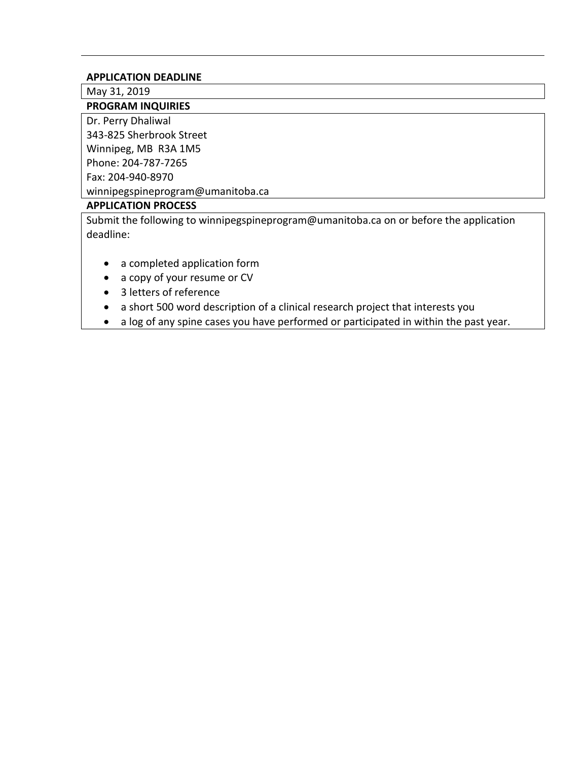**APPLICATION DEADLINE**

May 31, 2019

**PROGRAM INQUIRIES**

Dr. Perry Dhaliwal
343-825 Sherbrook Street
Winnipeg, MB R3A 1M5
Phone: 204-787-7265
Fax: 204-940-8970
winnipegspineprogram@umanitoba.ca

**APPLICATION PROCESS**

Submit the following to winnipegspineprogram@umanitoba.ca on or before the application deadline:

- a completed application form
- a copy of your resume or CV
- 3 letters of reference
- a short 500 word description of a clinical research project that interests you
- a log of any spine cases you have performed or participated in within the past year.